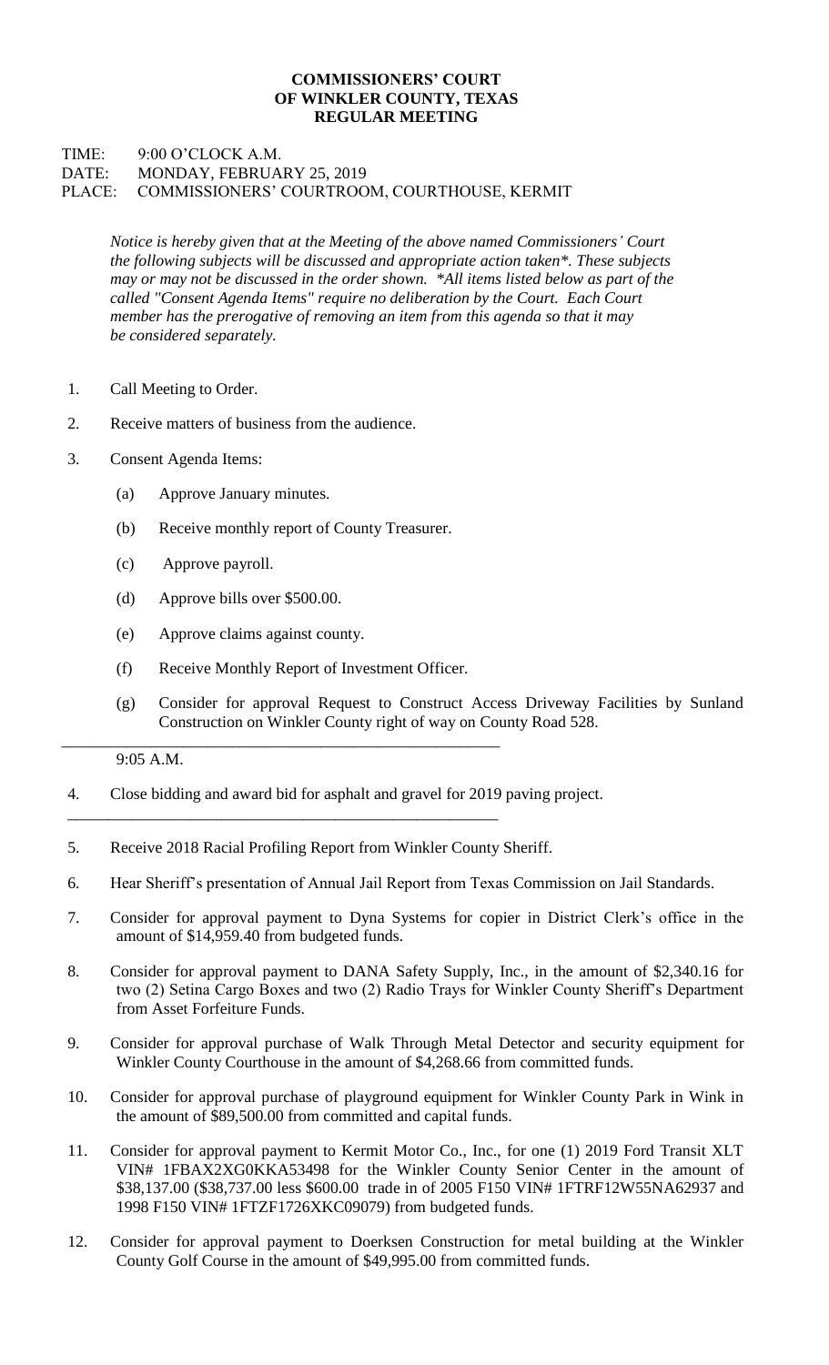# COMMISSIONERS' COURT
# OF WINKLER COUNTY, TEXAS
# REGULAR MEETING

TIME: 9:00 O'CLOCK A.M.
DATE: MONDAY, FEBRUARY 25, 2019
PLACE: COMMISSIONERS' COURTROOM, COURTHOUSE, KERMIT

*Notice is hereby given that at the Meeting of the above named Commissioners' Court the following subjects will be discussed and appropriate action taken*. These subjects may or may not be discussed in the order shown. *All items listed below as part of the called "Consent Agenda Items" require no deliberation by the Court. Each Court member has the prerogative of removing an item from this agenda so that it may be considered separately.*

1. Call Meeting to Order.
2. Receive matters of business from the audience.
3. Consent Agenda Items:
   - (a) Approve January minutes.
   - (b) Receive monthly report of County Treasurer.
   - (c) Approve payroll.
   - (d) Approve bills over $500.00.
   - (e) Approve claims against county.
   - (f) Receive Monthly Report of Investment Officer.
   - (g) Consider for approval Request to Construct Access Driveway Facilities by Sunland Construction on Winkler County right of way on County Road 528.

---

9:05 A.M.

4. Close bidding and award bid for asphalt and gravel for 2019 paving project.

---

5. Receive 2018 Racial Profiling Report from Winkler County Sheriff.
6. Hear Sheriff's presentation of Annual Jail Report from Texas Commission on Jail Standards.
7. Consider for approval payment to Dyna Systems for copier in District Clerk's office in the amount of $14,959.40 from budgeted funds.
8. Consider for approval payment to DANA Safety Supply, Inc., in the amount of $2,340.16 for two (2) Setina Cargo Boxes and two (2) Radio Trays for Winkler County Sheriff's Department from Asset Forfeiture Funds.
9. Consider for approval purchase of Walk Through Metal Detector and security equipment for Winkler County Courthouse in the amount of $4,268.66 from committed funds.
10. Consider for approval purchase of playground equipment for Winkler County Park in Wink in the amount of $89,500.00 from committed and capital funds.
11. Consider for approval payment to Kermit Motor Co., Inc., for one (1) 2019 Ford Transit XLT VIN# 1FBAX2XG0KKA53498 for the Winkler County Senior Center in the amount of $38,137.00 ($38,737.00 less $600.00 trade in of 2005 F150 VIN# 1FTRF12W55NA62937 and 1998 F150 VIN# 1FTZF1726XKC09079) from budgeted funds.
12. Consider for approval payment to Doerksen Construction for metal building at the Winkler County Golf Course in the amount of $49,995.00 from committed funds.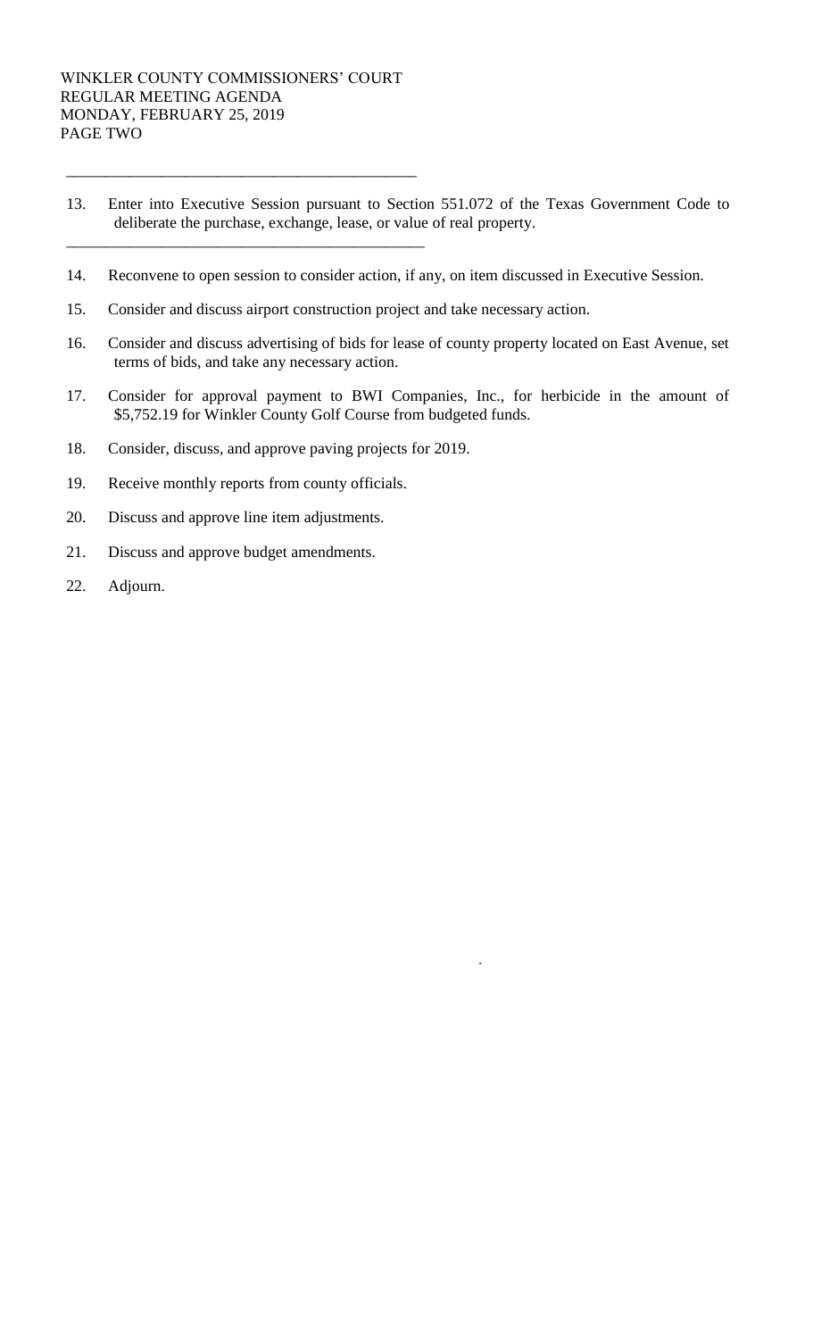13. Enter into Executive Session pursuant to Section 551.072 of the Texas Government Code to deliberate the purchase, exchange, lease, or value of real property.

14. Reconvene to open session to consider action, if any, on item discussed in Executive Session.

15. Consider and discuss airport construction project and take necessary action.

16. Consider and discuss advertising of bids for lease of county property located on East Avenue, set terms of bids, and take any necessary action.

17. Consider for approval payment to BWI Companies, Inc., for herbicide in the amount of $5,752.19 for Winkler County Golf Course from budgeted funds.

18. Consider, discuss, and approve paving projects for 2019.

19. Receive monthly reports from county officials.

20. Discuss and approve line item adjustments.

21. Discuss and approve budget amendments.

22. Adjourn.